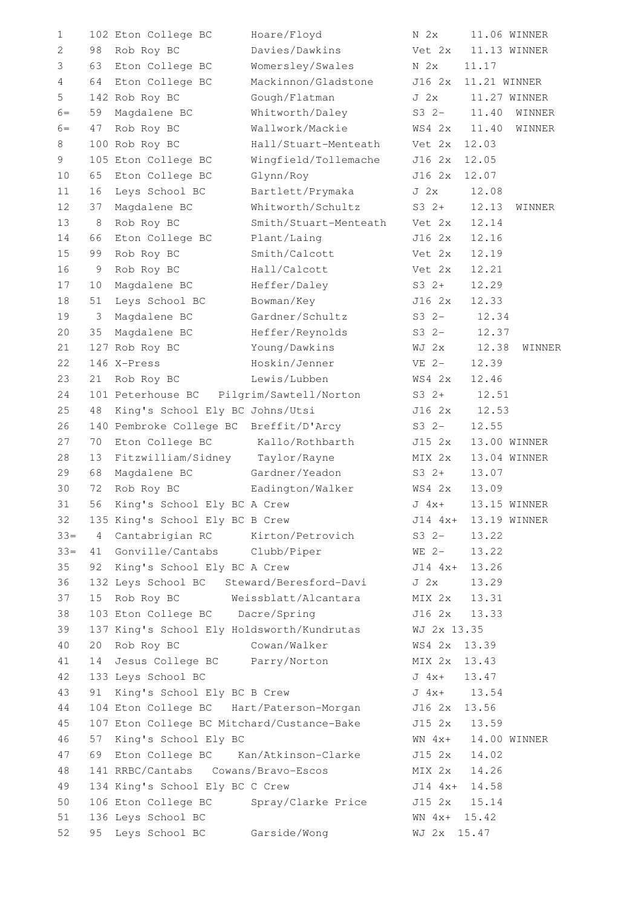| Pos | No. | Club | Crew | Category | Time | Result |
|---|---|---|---|---|---|---|
| 1 | 102 | Eton College BC | Hoare/Floyd | N 2x | 11.06 | WINNER |
| 2 | 98 | Rob Roy BC | Davies/Dawkins | Vet 2x | 11.13 | WINNER |
| 3 | 63 | Eton College BC | Womersley/Swales | N 2x | 11.17 | |
| 4 | 64 | Eton College BC | Mackinnon/Gladstone | J16 2x | 11.21 | WINNER |
| 5 | 142 | Rob Roy BC | Gough/Flatman | J 2x | 11.27 | WINNER |
| 6= | 59 | Magdalene BC | Whitworth/Daley | S3 2- | 11.40 | WINNER |
| 6= | 47 | Rob Roy BC | Wallwork/Mackie | WS4 2x | 11.40 | WINNER |
| 8 | 100 | Rob Roy BC | Hall/Stuart-Menteath | Vet 2x | 12.03 | |
| 9 | 105 | Eton College BC | Wingfield/Tollemache | J16 2x | 12.05 | |
| 10 | 65 | Eton College BC | Glynn/Roy | J16 2x | 12.07 | |
| 11 | 16 | Leys School BC | Bartlett/Prymaka | J 2x | 12.08 | |
| 12 | 37 | Magdalene BC | Whitworth/Schultz | S3 2+ | 12.13 | WINNER |
| 13 | 8 | Rob Roy BC | Smith/Stuart-Menteath | Vet 2x | 12.14 | |
| 14 | 66 | Eton College BC | Plant/Laing | J16 2x | 12.16 | |
| 15 | 99 | Rob Roy BC | Smith/Calcott | Vet 2x | 12.19 | |
| 16 | 9 | Rob Roy BC | Hall/Calcott | Vet 2x | 12.21 | |
| 17 | 10 | Magdalene BC | Heffer/Daley | S3 2+ | 12.29 | |
| 18 | 51 | Leys School BC | Bowman/Key | J16 2x | 12.33 | |
| 19 | 3 | Magdalene BC | Gardner/Schultz | S3 2- | 12.34 | |
| 20 | 35 | Magdalene BC | Heffer/Reynolds | S3 2- | 12.37 | |
| 21 | 127 | Rob Roy BC | Young/Dawkins | WJ 2x | 12.38 | WINNER |
| 22 | 146 | X-Press | Hoskin/Jenner | VE 2- | 12.39 | |
| 23 | 21 | Rob Roy BC | Lewis/Lubben | WS4 2x | 12.46 | |
| 24 | 101 | Peterhouse BC | Pilgrim/Sawtell/Norton | S3 2+ | 12.51 | |
| 25 | 48 | King's School Ely BC | Johns/Utsi | J16 2x | 12.53 | |
| 26 | 140 | Pembroke College BC | Breffit/D'Arcy | S3 2- | 12.55 | |
| 27 | 70 | Eton College BC | Kallo/Rothbarth | J15 2x | 13.00 | WINNER |
| 28 | 13 | Fitzwilliam/Sidney | Taylor/Rayne | MIX 2x | 13.04 | WINNER |
| 29 | 68 | Magdalene BC | Gardner/Yeadon | S3 2+ | 13.07 | |
| 30 | 72 | Rob Roy BC | Eadington/Walker | WS4 2x | 13.09 | |
| 31 | 56 | King's School Ely BC | A Crew | J 4x+ | 13.15 | WINNER |
| 32 | 135 | King's School Ely BC | B Crew | J14 4x+ | 13.19 | WINNER |
| 33= | 4 | Cantabrigian RC | Kirton/Petrovich | S3 2- | 13.22 | |
| 33= | 41 | Gonville/Cantabs | Clubb/Piper | WE 2- | 13.22 | |
| 35 | 92 | King's School Ely BC | A Crew | J14 4x+ | 13.26 | |
| 36 | 132 | Leys School BC | Steward/Beresford-Davi | J 2x | 13.29 | |
| 37 | 15 | Rob Roy BC | Weissblatt/Alcantara | MIX 2x | 13.31 | |
| 38 | 103 | Eton College BC | Dacre/Spring | J16 2x | 13.33 | |
| 39 | 137 | King's School Ely | Holdsworth/Kundrutas | WJ 2x | 13.35 | |
| 40 | 20 | Rob Roy BC | Cowan/Walker | WS4 2x | 13.39 | |
| 41 | 14 | Jesus College BC | Parry/Norton | MIX 2x | 13.43 | |
| 42 | 133 | Leys School BC | | J 4x+ | 13.47 | |
| 43 | 91 | King's School Ely BC | B Crew | J 4x+ | 13.54 | |
| 44 | 104 | Eton College BC | Hart/Paterson-Morgan | J16 2x | 13.56 | |
| 45 | 107 | Eton College BC | Mitchard/Custance-Bake | J15 2x | 13.59 | |
| 46 | 57 | King's School Ely BC | | WN 4x+ | 14.00 | WINNER |
| 47 | 69 | Eton College BC | Kan/Atkinson-Clarke | J15 2x | 14.02 | |
| 48 | 141 | RRBC/Cantabs | Cowans/Bravo-Escos | MIX 2x | 14.26 | |
| 49 | 134 | King's School Ely BC | C Crew | J14 4x+ | 14.58 | |
| 50 | 106 | Eton College BC | Spray/Clarke Price | J15 2x | 15.14 | |
| 51 | 136 | Leys School BC | | WN 4x+ | 15.42 | |
| 52 | 95 | Leys School BC | Garside/Wong | WJ 2x | 15.47 | |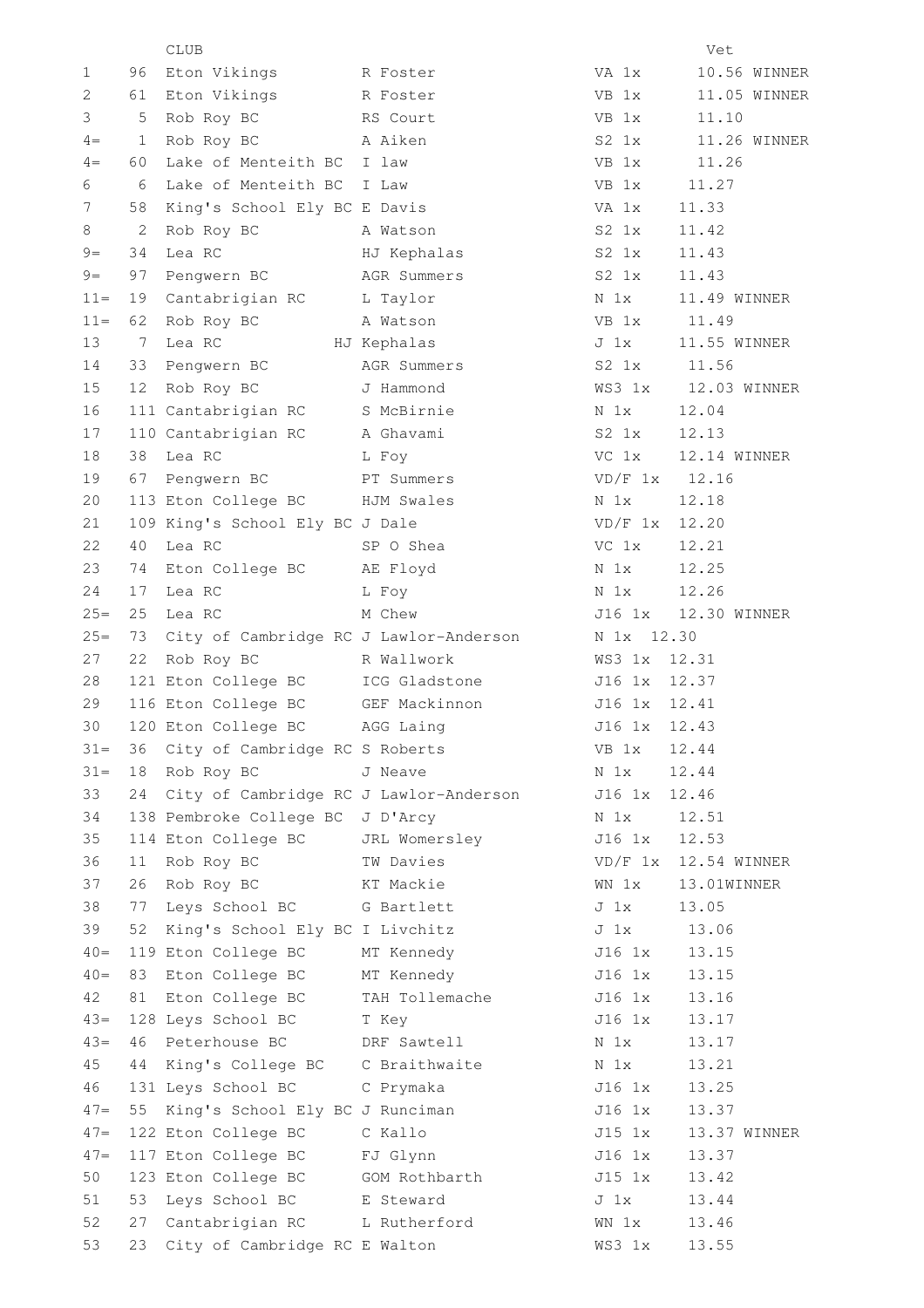| | | CLUB | | | Vet | |
|---|---|---|---|---|---|---|
| 1 | 96 | Eton Vikings | R Foster | VA 1x | 10.56 | WINNER |
| 2 | 61 | Eton Vikings | R Foster | VB 1x | 11.05 | WINNER |
| 3 | 5 | Rob Roy BC | RS Court | VB 1x | 11.10 | |
| 4= | 1 | Rob Roy BC | A Aiken | S2 1x | 11.26 | WINNER |
| 4= | 60 | Lake of Menteith BC | I law | VB 1x | 11.26 | |
| 6 | 6 | Lake of Menteith BC | I Law | VB 1x | 11.27 | |
| 7 | 58 | King's School Ely BC | E Davis | VA 1x | 11.33 | |
| 8 | 2 | Rob Roy BC | A Watson | S2 1x | 11.42 | |
| 9= | 34 | Lea RC | HJ Kephalas | S2 1x | 11.43 | |
| 9= | 97 | Pengwern BC | AGR Summers | S2 1x | 11.43 | |
| 11= | 19 | Cantabrigian RC | L Taylor | N 1x | 11.49 | WINNER |
| 11= | 62 | Rob Roy BC | A Watson | VB 1x | 11.49 | |
| 13 | 7 | Lea RC | HJ Kephalas | J 1x | 11.55 | WINNER |
| 14 | 33 | Pengwern BC | AGR Summers | S2 1x | 11.56 | |
| 15 | 12 | Rob Roy BC | J Hammond | WS3 1x | 12.03 | WINNER |
| 16 | 111 | Cantabrigian RC | S McBirnie | N 1x | 12.04 | |
| 17 | 110 | Cantabrigian RC | A Ghavami | S2 1x | 12.13 | |
| 18 | 38 | Lea RC | L Foy | VC 1x | 12.14 | WINNER |
| 19 | 67 | Pengwern BC | PT Summers | VD/F 1x | 12.16 | |
| 20 | 113 | Eton College BC | HJM Swales | N 1x | 12.18 | |
| 21 | 109 | King's School Ely BC | J Dale | VD/F 1x | 12.20 | |
| 22 | 40 | Lea RC | SP O Shea | VC 1x | 12.21 | |
| 23 | 74 | Eton College BC | AE Floyd | N 1x | 12.25 | |
| 24 | 17 | Lea RC | L Foy | N 1x | 12.26 | |
| 25= | 25 | Lea RC | M Chew | J16 1x | 12.30 | WINNER |
| 25= | 73 | City of Cambridge RC | J Lawlor-Anderson | N 1x | 12.30 | |
| 27 | 22 | Rob Roy BC | R Wallwork | WS3 1x | 12.31 | |
| 28 | 121 | Eton College BC | ICG Gladstone | J16 1x | 12.37 | |
| 29 | 116 | Eton College BC | GEF Mackinnon | J16 1x | 12.41 | |
| 30 | 120 | Eton College BC | AGG Laing | J16 1x | 12.43 | |
| 31= | 36 | City of Cambridge RC | S Roberts | VB 1x | 12.44 | |
| 31= | 18 | Rob Roy BC | J Neave | N 1x | 12.44 | |
| 33 | 24 | City of Cambridge RC | J Lawlor-Anderson | J16 1x | 12.46 | |
| 34 | 138 | Pembroke College BC | J D'Arcy | N 1x | 12.51 | |
| 35 | 114 | Eton College BC | JRL Womersley | J16 1x | 12.53 | |
| 36 | 11 | Rob Roy BC | TW Davies | VD/F 1x | 12.54 | WINNER |
| 37 | 26 | Rob Roy BC | KT Mackie | WN 1x | 13.01 | WINNER |
| 38 | 77 | Leys School BC | G Bartlett | J 1x | 13.05 | |
| 39 | 52 | King's School Ely BC | I Livchitz | J 1x | 13.06 | |
| 40= | 119 | Eton College BC | MT Kennedy | J16 1x | 13.15 | |
| 40= | 83 | Eton College BC | MT Kennedy | J16 1x | 13.15 | |
| 42 | 81 | Eton College BC | TAH Tollemache | J16 1x | 13.16 | |
| 43= | 128 | Leys School BC | T Key | J16 1x | 13.17 | |
| 43= | 46 | Peterhouse BC | DRF Sawtell | N 1x | 13.17 | |
| 45 | 44 | King's College BC | C Braithwaite | N 1x | 13.21 | |
| 46 | 131 | Leys School BC | C Prymaka | J16 1x | 13.25 | |
| 47= | 55 | King's School Ely BC | J Runciman | J16 1x | 13.37 | |
| 47= | 122 | Eton College BC | C Kallo | J15 1x | 13.37 | WINNER |
| 47= | 117 | Eton College BC | FJ Glynn | J16 1x | 13.37 | |
| 50 | 123 | Eton College BC | GOM Rothbarth | J15 1x | 13.42 | |
| 51 | 53 | Leys School BC | E Steward | J 1x | 13.44 | |
| 52 | 27 | Cantabrigian RC | L Rutherford | WN 1x | 13.46 | |
| 53 | 23 | City of Cambridge RC | E Walton | WS3 1x | 13.55 | |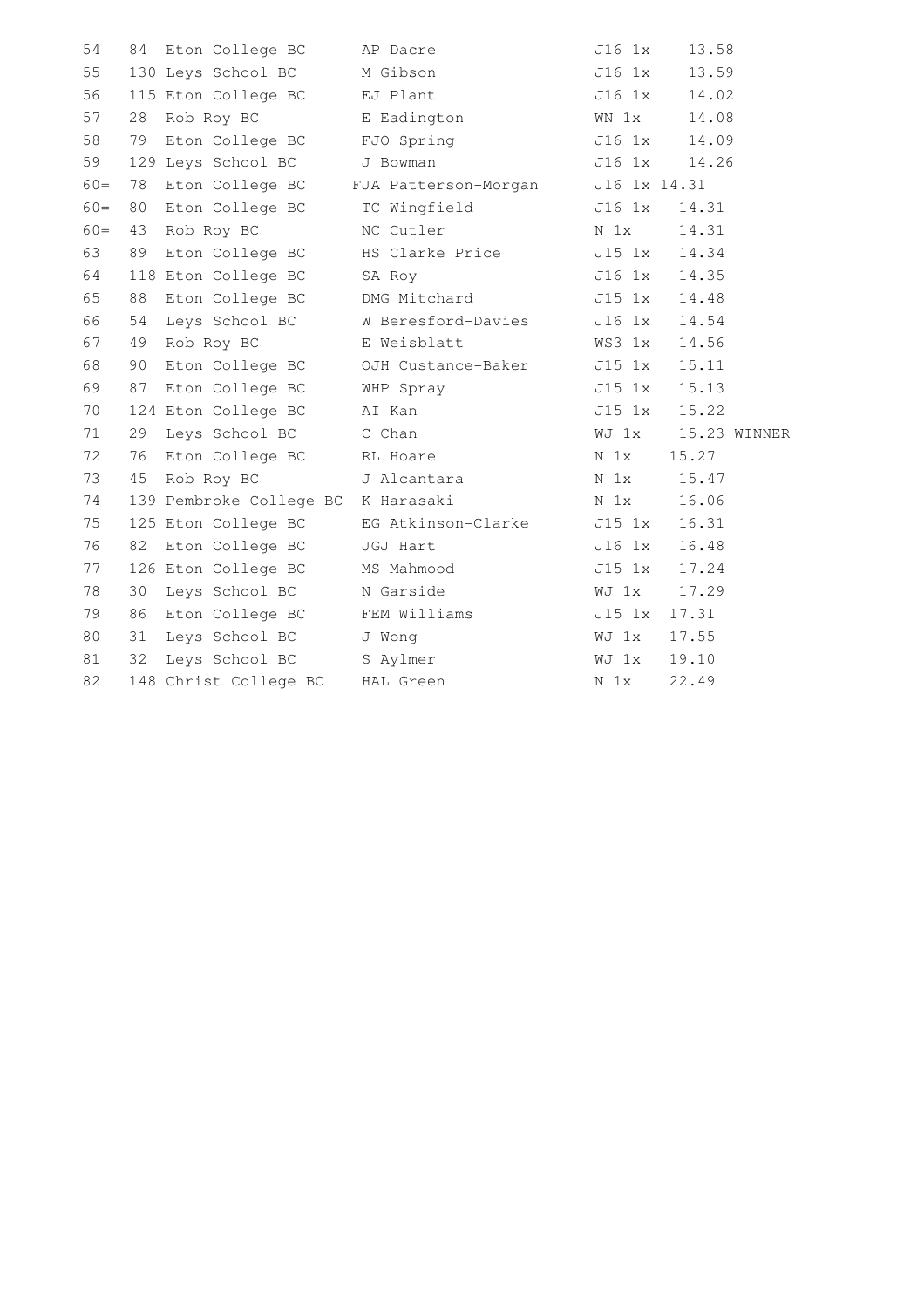| | | | | | | |
|---|---|---|---|---|---|---|
| 54 | 84 | Eton College BC | AP Dacre | J16 1x | 13.58 | |
| 55 | 130 | Leys School BC | M Gibson | J16 1x | 13.59 | |
| 56 | 115 | Eton College BC | EJ Plant | J16 1x | 14.02 | |
| 57 | 28 | Rob Roy BC | E Eadington | WN 1x | 14.08 | |
| 58 | 79 | Eton College BC | FJO Spring | J16 1x | 14.09 | |
| 59 | 129 | Leys School BC | J Bowman | J16 1x | 14.26 | |
| 60= | 78 | Eton College BC | FJA Patterson-Morgan | J16 1x | 14.31 | |
| 60= | 80 | Eton College BC | TC Wingfield | J16 1x | 14.31 | |
| 60= | 43 | Rob Roy BC | NC Cutler | N 1x | 14.31 | |
| 63 | 89 | Eton College BC | HS Clarke Price | J15 1x | 14.34 | |
| 64 | 118 | Eton College BC | SA Roy | J16 1x | 14.35 | |
| 65 | 88 | Eton College BC | DMG Mitchard | J15 1x | 14.48 | |
| 66 | 54 | Leys School BC | W Beresford-Davies | J16 1x | 14.54 | |
| 67 | 49 | Rob Roy BC | E Weisblatt | WS3 1x | 14.56 | |
| 68 | 90 | Eton College BC | OJH Custance-Baker | J15 1x | 15.11 | |
| 69 | 87 | Eton College BC | WHP Spray | J15 1x | 15.13 | |
| 70 | 124 | Eton College BC | AI Kan | J15 1x | 15.22 | |
| 71 | 29 | Leys School BC | C Chan | WJ 1x | 15.23 | WINNER |
| 72 | 76 | Eton College BC | RL Hoare | N 1x | 15.27 | |
| 73 | 45 | Rob Roy BC | J Alcantara | N 1x | 15.47 | |
| 74 | 139 | Pembroke College BC | K Harasaki | N 1x | 16.06 | |
| 75 | 125 | Eton College BC | EG Atkinson-Clarke | J15 1x | 16.31 | |
| 76 | 82 | Eton College BC | JGJ Hart | J16 1x | 16.48 | |
| 77 | 126 | Eton College BC | MS Mahmood | J15 1x | 17.24 | |
| 78 | 30 | Leys School BC | N Garside | WJ 1x | 17.29 | |
| 79 | 86 | Eton College BC | FEM Williams | J15 1x | 17.31 | |
| 80 | 31 | Leys School BC | J Wong | WJ 1x | 17.55 | |
| 81 | 32 | Leys School BC | S Aylmer | WJ 1x | 19.10 | |
| 82 | 148 | Christ College BC | HAL Green | N 1x | 22.49 | |